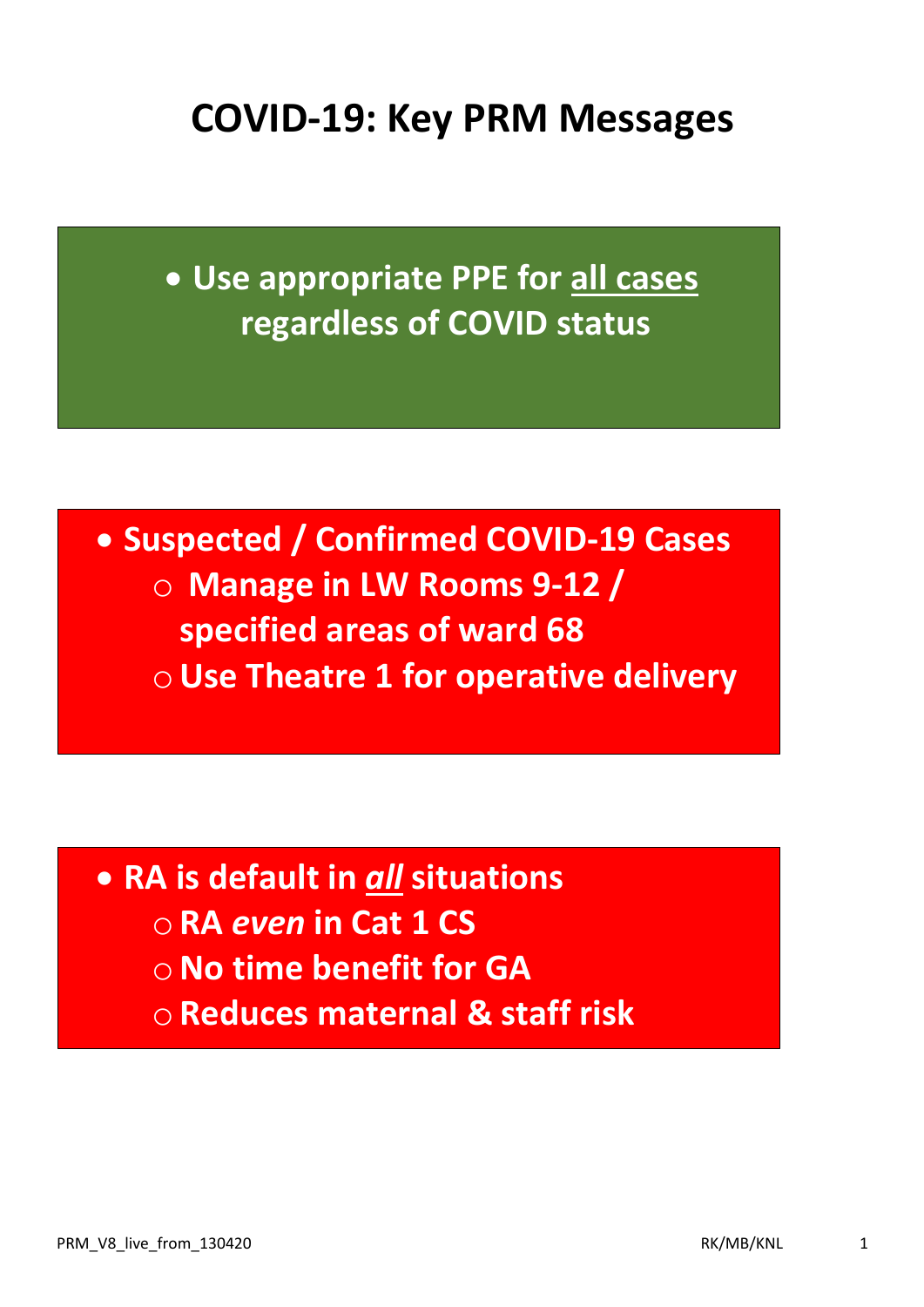# COVID-19: Key PRM Messages

- **Use appropriate PPE for <u>all cases</u> regardless of COVID status**

- **Suspected / Confirmed COVID-19 Cases**
  - **Manage in LW Rooms 9-12 / specified areas of ward 68**
  - **Use Theatre 1 for operative delivery**

- **RA is default in *<u>all</u>* situations**
  - **RA *even* in Cat 1 CS**
  - **No time benefit for GA**
  - **Reduces maternal & staff risk**

PRM_V8_live_from_130420 RK/MB/KNL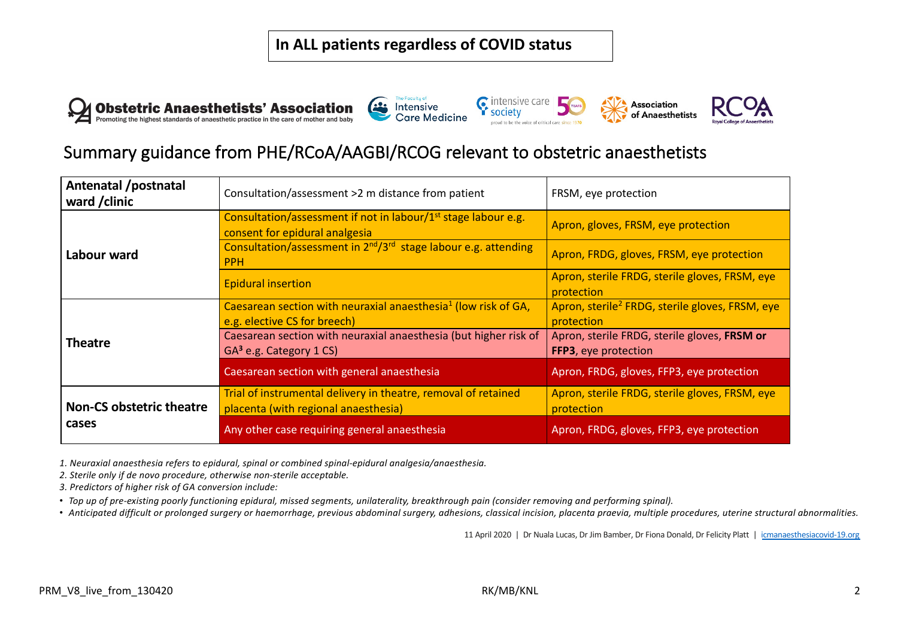**In ALL patients regardless of COVID status**

Obstetric Anaesthetists' Association — Promoting the highest standards of anaesthetic practice in the care of mother and baby | The Faculty of Intensive Care Medicine | intensive care society — proud to be the voice of critical care since 1970 | Association of Anaesthetists | RCoA Royal College of Anaesthetists

## Summary guidance from PHE/RCoA/AAGBI/RCOG relevant to obstetric anaesthetists

| Setting | Procedure | PPE |
|---|---|---|
| **Antenatal /postnatal ward /clinic** | Consultation/assessment >2 m distance from patient | FRSM, eye protection |
| **Labour ward** | Consultation/assessment if not in labour/1st stage labour e.g. consent for epidural analgesia | Apron, gloves, FRSM, eye protection |
| | Consultation/assessment in 2nd/3rd stage labour e.g. attending PPH | Apron, FRDG, gloves, FRSM, eye protection |
| | Epidural insertion | Apron, sterile FRDG, sterile gloves, FRSM, eye protection |
| **Theatre** | Caesarean section with neuraxial anaesthesia[1] (low risk of GA, e.g. elective CS for breech) | Apron, sterile[2] FRDG, sterile gloves, FRSM, eye protection |
| | Caesarean section with neuraxial anaesthesia (but higher risk of GA[3] e.g. Category 1 CS) | Apron, sterile FRDG, sterile gloves, **FRSM or FFP3**, eye protection |
| | Caesarean section with general anaesthesia | Apron, FRDG, gloves, FFP3, eye protection |
| **Non-CS obstetric theatre cases** | Trial of instrumental delivery in theatre, removal of retained placenta (with regional anaesthesia) | Apron, sterile FRDG, sterile gloves, FRSM, eye protection |
| | Any other case requiring general anaesthesia | Apron, FRDG, gloves, FFP3, eye protection |

*1. Neuraxial anaesthesia refers to epidural, spinal or combined spinal-epidural analgesia/anaesthesia.*

*2. Sterile only if de novo procedure, otherwise non-sterile acceptable.*

*3. Predictors of higher risk of GA conversion include:*

- *Top up of pre-existing poorly functioning epidural, missed segments, unilaterality, breakthrough pain (consider removing and performing spinal).*
- *Anticipated difficult or prolonged surgery or haemorrhage, previous abdominal surgery, adhesions, classical incision, placenta praevia, multiple procedures, uterine structural abnormalities.*

11 April 2020 | Dr Nuala Lucas, Dr Jim Bamber, Dr Fiona Donald, Dr Felicity Platt | icmanaesthesiacovid-19.org

PRM_V8_live_from_130420 RK/MB/KNL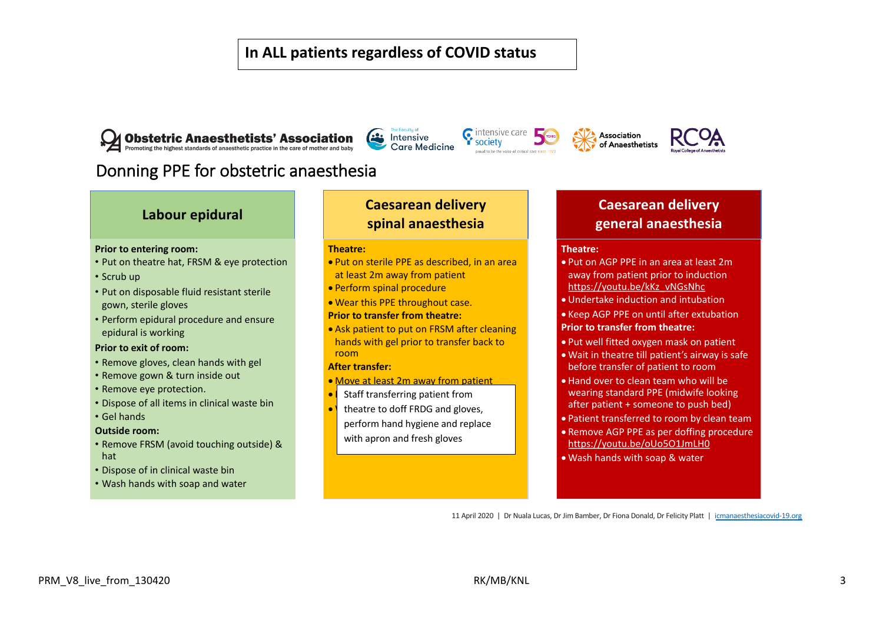**In ALL patients regardless of COVID status**

Obstetric Anaesthetists' Association — Promoting the highest standards of anaesthetic practice in the care of mother and baby | The Faculty of Intensive Care Medicine | intensive care society | Association of Anaesthetists | RCoA Royal College of Anaesthetists

## Donning PPE for obstetric anaesthesia

### Labour epidural

**Prior to entering room:**

- Put on theatre hat, FRSM & eye protection
- Scrub up
- Put on disposable fluid resistant sterile gown, sterile gloves
- Perform epidural procedure and ensure epidural is working

**Prior to exit of room:**

- Remove gloves, clean hands with gel
- Remove gown & turn inside out
- Remove eye protection.
- Dispose of all items in clinical waste bin
- Gel hands

**Outside room:**

- Remove FRSM (avoid touching outside) & hat
- Dispose of in clinical waste bin
- Wash hands with soap and water

### Caesarean delivery spinal anaesthesia

**Theatre:**

- Put on sterile PPE as described, in an area at least 2m away from patient
- Perform spinal procedure
- Wear this PPE throughout case.

**Prior to transfer from theatre:**

- Ask patient to put on FRSM after cleaning hands with gel prior to transfer back to room

**After transfer:**

- Move at least 2m away from patient
- Staff transferring patient from theatre to doff FRDG and gloves, perform hand hygiene and replace with apron and fresh gloves

### Caesarean delivery general anaesthesia

**Theatre:**

- Put on AGP PPE in an area at least 2m away from patient prior to induction https://youtu.be/kKz_vNGsNhc
- Undertake induction and intubation
- Keep AGP PPE on until after extubation

**Prior to transfer from theatre:**

- Put well fitted oxygen mask on patient
- Wait in theatre till patient's airway is safe before transfer of patient to room
- Hand over to clean team who will be wearing standard PPE (midwife looking after patient + someone to push bed)
- Patient transferred to room by clean team
- Remove AGP PPE as per doffing procedure https://youtu.be/oUo5O1JmLH0
- Wash hands with soap & water

11 April 2020 | Dr Nuala Lucas, Dr Jim Bamber, Dr Fiona Donald, Dr Felicity Platt | icmanaesthesiacovid-19.org

PRM_V8_live_from_130420 RK/MB/KNL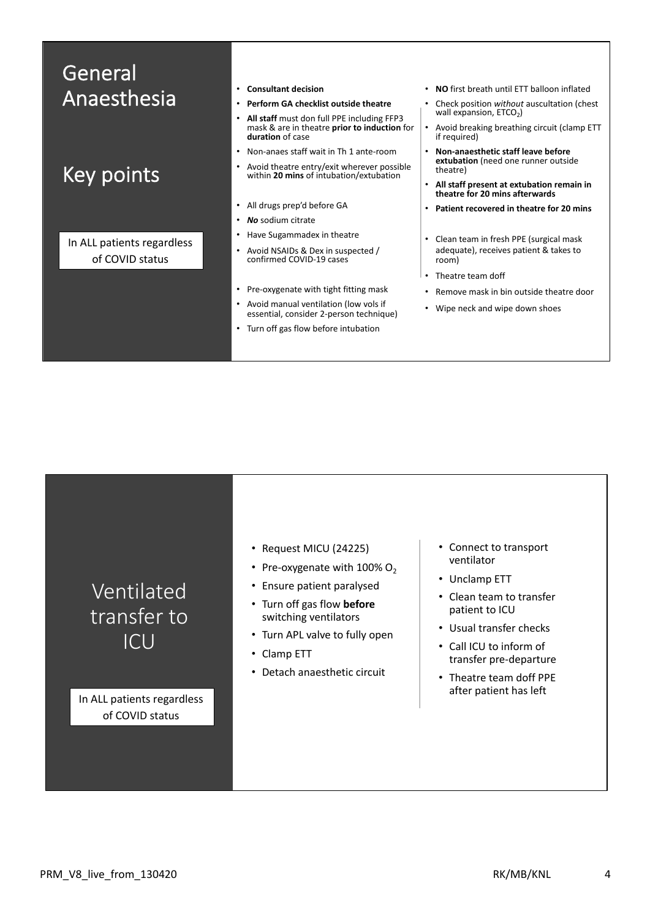# General Anaesthesia

## Key points

In ALL patients regardless of COVID status

- **Consultant decision**
- **Perform GA checklist outside theatre**
- **All staff** must don full PPE including FFP3 mask & are in theatre **prior to induction** for **duration** of case
- Non-anaes staff wait in Th 1 ante-room
- Avoid theatre entry/exit wherever possible within **20 mins** of intubation/extubation

- All drugs prep'd before GA
- ***No*** sodium citrate
- Have Sugammadex in theatre
- Avoid NSAIDs & Dex in suspected / confirmed COVID-19 cases

- Pre-oxygenate with tight fitting mask
- Avoid manual ventilation (low vols if essential, consider 2-person technique)
- Turn off gas flow before intubation

- **NO** first breath until ETT balloon inflated
- Check position *without* auscultation (chest wall expansion, $ETCO_2$)
- Avoid breaking breathing circuit (clamp ETT if required)
- **Non-anaesthetic staff leave before extubation** (need one runner outside theatre)
- **All staff present at extubation remain in theatre for 20 mins afterwards**
- **Patient recovered in theatre for 20 mins**

- Clean team in fresh PPE (surgical mask adequate), receives patient & takes to room)
- Theatre team doff
- Remove mask in bin outside theatre door
- Wipe neck and wipe down shoes

# Ventilated transfer to ICU

In ALL patients regardless of COVID status

- Request MICU (24225)
- Pre-oxygenate with 100% $O_2$
- Ensure patient paralysed
- Turn off gas flow **before** switching ventilators
- Turn APL valve to fully open
- Clamp ETT
- Detach anaesthetic circuit

- Connect to transport ventilator
- Unclamp ETT
- Clean team to transfer patient to ICU
- Usual transfer checks
- Call ICU to inform of transfer pre-departure
- Theatre team doff PPE after patient has left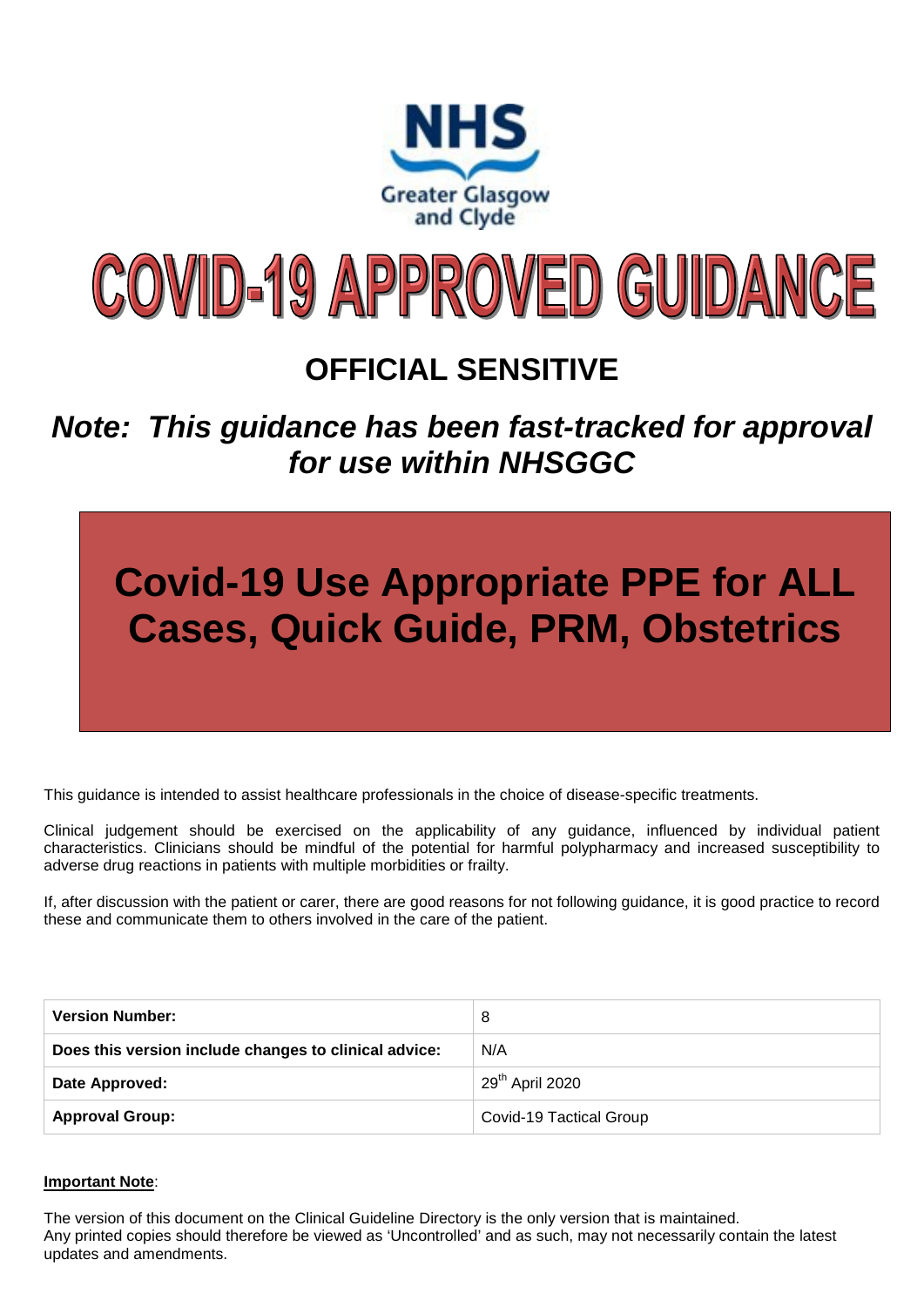NHS
Greater Glasgow
and Clyde

# COVID-19 APPROVED GUIDANCE

## OFFICIAL SENSITIVE

## *Note: This guidance has been fast-tracked for approval for use within NHSGGC*

# Covid-19 Use Appropriate PPE for ALL Cases, Quick Guide, PRM, Obstetrics

This guidance is intended to assist healthcare professionals in the choice of disease-specific treatments.

Clinical judgement should be exercised on the applicability of any guidance, influenced by individual patient characteristics. Clinicians should be mindful of the potential for harmful polypharmacy and increased susceptibility to adverse drug reactions in patients with multiple morbidities or frailty.

If, after discussion with the patient or carer, there are good reasons for not following guidance, it is good practice to record these and communicate them to others involved in the care of the patient.

| | |
|---|---|
| **Version Number:** | 8 |
| **Does this version include changes to clinical advice:** | N/A |
| **Date Approved:** | 29th April 2020 |
| **Approval Group:** | Covid-19 Tactical Group |

**Important Note**:

The version of this document on the Clinical Guideline Directory is the only version that is maintained.
Any printed copies should therefore be viewed as 'Uncontrolled' and as such, may not necessarily contain the latest updates and amendments.